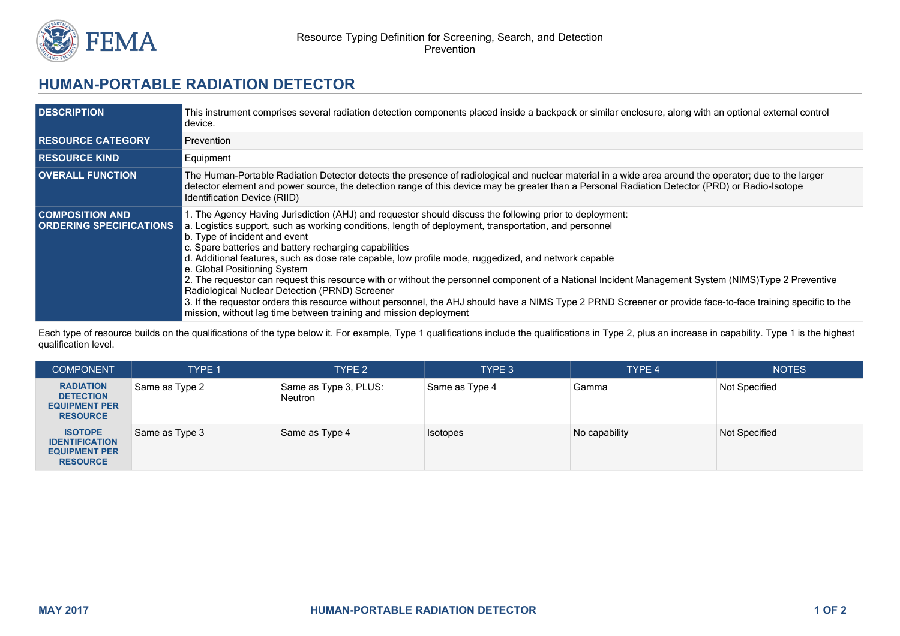Resource Typing Definition for Screening, Search, and Detection
Prevention

# HUMAN-PORTABLE RADIATION DETECTOR

| | |
|---|---|
| **DESCRIPTION** | This instrument comprises several radiation detection components placed inside a backpack or similar enclosure, along with an optional external control device. |
| **RESOURCE CATEGORY** | Prevention |
| **RESOURCE KIND** | Equipment |
| **OVERALL FUNCTION** | The Human-Portable Radiation Detector detects the presence of radiological and nuclear material in a wide area around the operator; due to the larger detector element and power source, the detection range of this device may be greater than a Personal Radiation Detector (PRD) or Radio-Isotope Identification Device (RIID) |
| **COMPOSITION AND ORDERING SPECIFICATIONS** | 1. The Agency Having Jurisdiction (AHJ) and requestor should discuss the following prior to deployment:<br>a. Logistics support, such as working conditions, length of deployment, transportation, and personnel<br>b. Type of incident and event<br>c. Spare batteries and battery recharging capabilities<br>d. Additional features, such as dose rate capable, low profile mode, ruggedized, and network capable<br>e. Global Positioning System<br>2. The requestor can request this resource with or without the personnel component of a National Incident Management System (NIMS)Type 2 Preventive Radiological Nuclear Detection (PRND) Screener<br>3. If the requestor orders this resource without personnel, the AHJ should have a NIMS Type 2 PRND Screener or provide face-to-face training specific to the mission, without lag time between training and mission deployment |

Each type of resource builds on the qualifications of the type below it. For example, Type 1 qualifications include the qualifications in Type 2, plus an increase in capability. Type 1 is the highest qualification level.

| COMPONENT | TYPE 1 | TYPE 2 | TYPE 3 | TYPE 4 | NOTES |
|---|---|---|---|---|---|
| **RADIATION DETECTION EQUIPMENT PER RESOURCE** | Same as Type 2 | Same as Type 3, PLUS: Neutron | Same as Type 4 | Gamma | Not Specified |
| **ISOTOPE IDENTIFICATION EQUIPMENT PER RESOURCE** | Same as Type 3 | Same as Type 4 | Isotopes | No capability | Not Specified |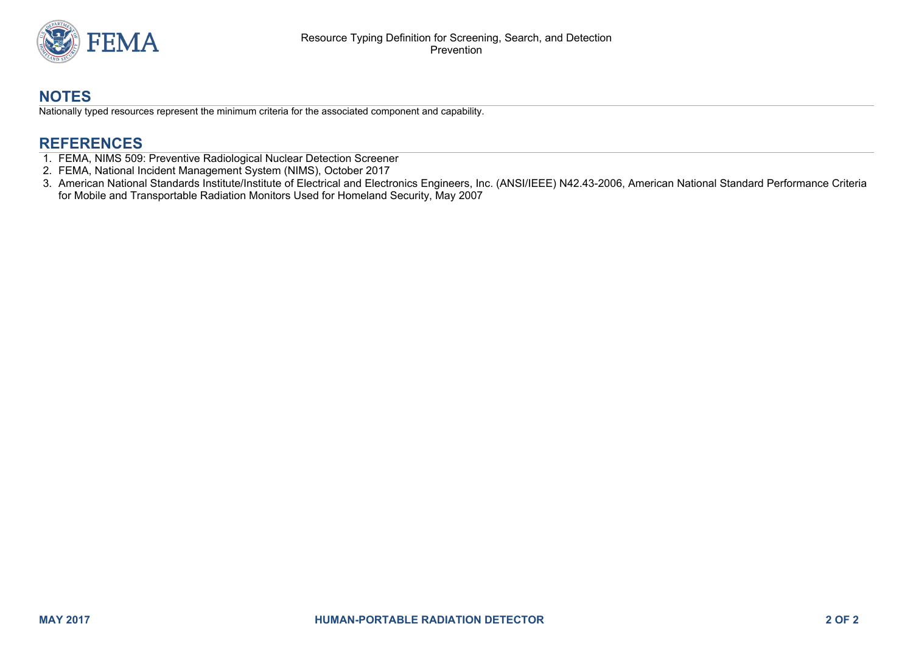## NOTES

Nationally typed resources represent the minimum criteria for the associated component and capability.

## REFERENCES

1. FEMA, NIMS 509: Preventive Radiological Nuclear Detection Screener
2. FEMA, National Incident Management System (NIMS), October 2017
3. American National Standards Institute/Institute of Electrical and Electronics Engineers, Inc. (ANSI/IEEE) N42.43-2006, American National Standard Performance Criteria for Mobile and Transportable Radiation Monitors Used for Homeland Security, May 2007